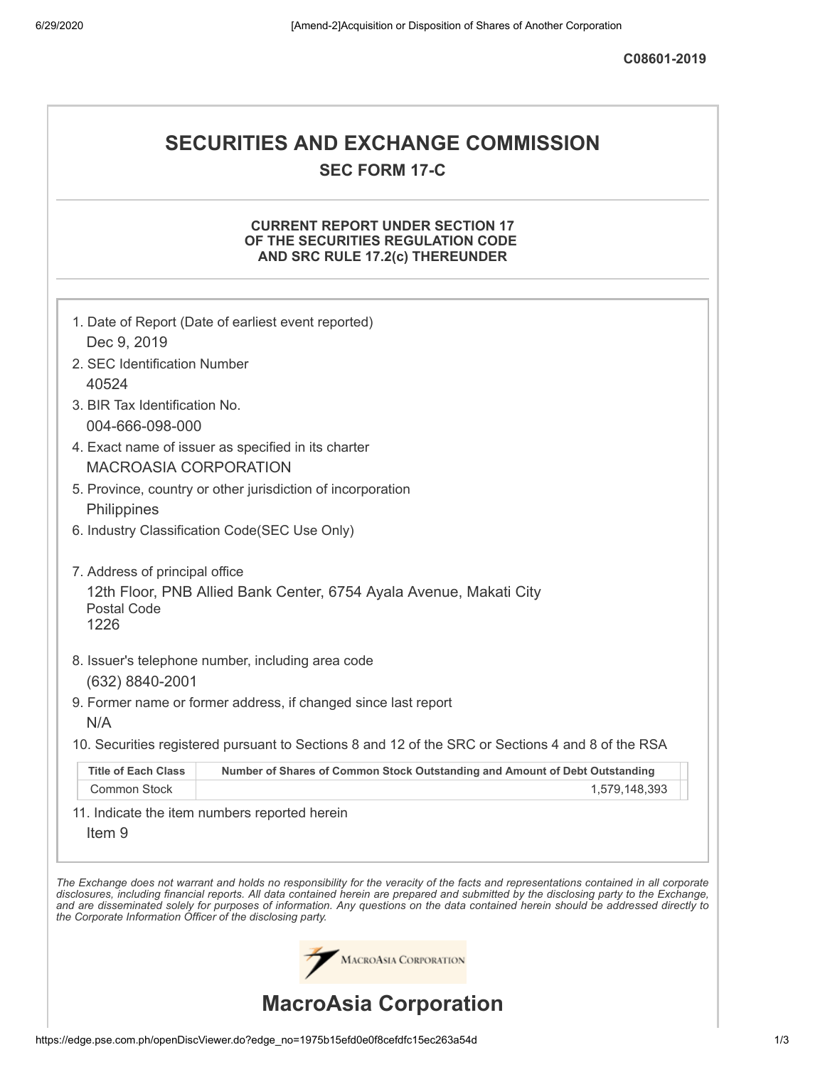C08601-2019

# SECURITIES AND EXCHANGE COMMISSION

## SEC FORM 17-C

**CURRENT REPORT UNDER SECTION 17 OF THE SECURITIES REGULATION CODE AND SRC RULE 17.2(c) THEREUNDER**

1. Date of Report (Date of earliest event reported)
   Dec 9, 2019
2. SEC Identification Number
   40524
3. BIR Tax Identification No.
   004-666-098-000
4. Exact name of issuer as specified in its charter
   MACROASIA CORPORATION
5. Province, country or other jurisdiction of incorporation
   Philippines
6. Industry Classification Code(SEC Use Only)

7. Address of principal office
   12th Floor, PNB Allied Bank Center, 6754 Ayala Avenue, Makati City
   Postal Code
   1226
8. Issuer's telephone number, including area code
   (632) 8840-2001
9. Former name or former address, if changed since last report
   N/A
10. Securities registered pursuant to Sections 8 and 12 of the SRC or Sections 4 and 8 of the RSA

| Title of Each Class | Number of Shares of Common Stock Outstanding and Amount of Debt Outstanding |
|---|---|
| Common Stock | 1,579,148,393 |

11. Indicate the item numbers reported herein
    Item 9

*The Exchange does not warrant and holds no responsibility for the veracity of the facts and representations contained in all corporate disclosures, including financial reports. All data contained herein are prepared and submitted by the disclosing party to the Exchange, and are disseminated solely for purposes of information. Any questions on the data contained herein should be addressed directly to the Corporate Information Officer of the disclosing party.*

# MacroAsia Corporation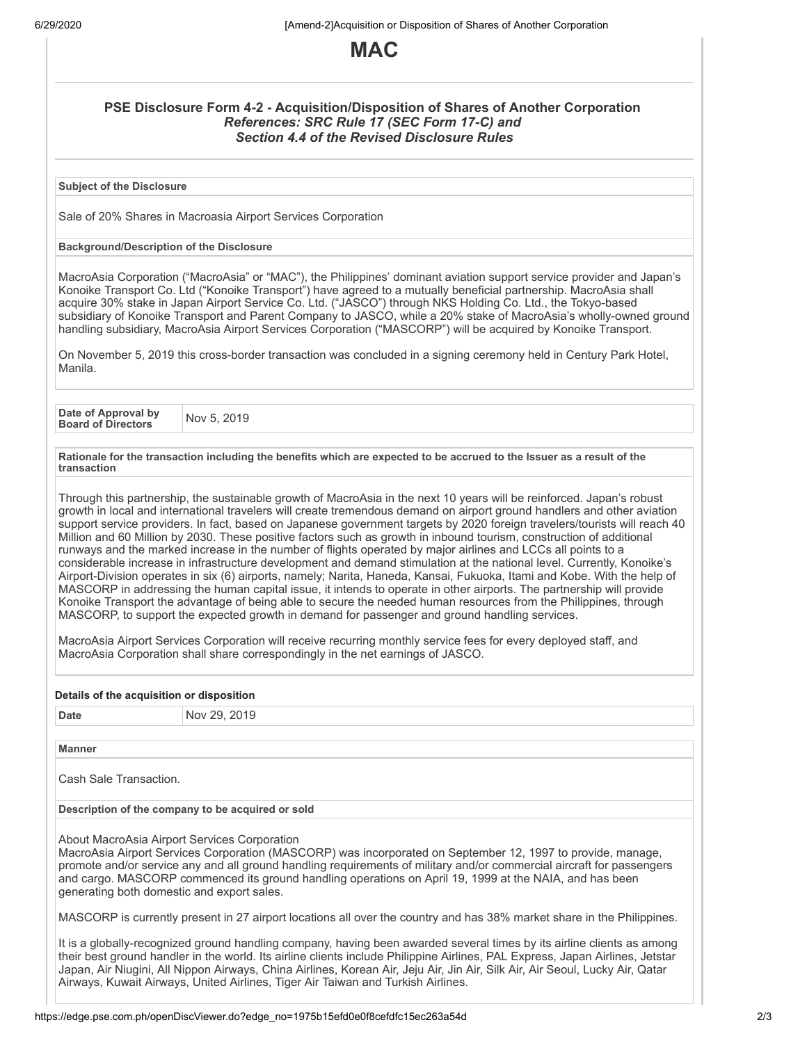# MAC

### PSE Disclosure Form 4-2 - Acquisition/Disposition of Shares of Another Corporation

*References: SRC Rule 17 (SEC Form 17-C) and*
*Section 4.4 of the Revised Disclosure Rules*

**Subject of the Disclosure**

Sale of 20% Shares in Macroasia Airport Services Corporation

**Background/Description of the Disclosure**

MacroAsia Corporation ("MacroAsia" or "MAC"), the Philippines' dominant aviation support service provider and Japan's Konoike Transport Co. Ltd ("Konoike Transport") have agreed to a mutually beneficial partnership. MacroAsia shall acquire 30% stake in Japan Airport Service Co. Ltd. ("JASCO") through NKS Holding Co. Ltd., the Tokyo-based subsidiary of Konoike Transport and Parent Company to JASCO, while a 20% stake of MacroAsia's wholly-owned ground handling subsidiary, MacroAsia Airport Services Corporation ("MASCORP") will be acquired by Konoike Transport.

On November 5, 2019 this cross-border transaction was concluded in a signing ceremony held in Century Park Hotel, Manila.

| Date of Approval by Board of Directors | Nov 5, 2019 |
|---|---|

**Rationale for the transaction including the benefits which are expected to be accrued to the Issuer as a result of the transaction**

Through this partnership, the sustainable growth of MacroAsia in the next 10 years will be reinforced. Japan's robust growth in local and international travelers will create tremendous demand on airport ground handlers and other aviation support service providers. In fact, based on Japanese government targets by 2020 foreign travelers/tourists will reach 40 Million and 60 Million by 2030. These positive factors such as growth in inbound tourism, construction of additional runways and the marked increase in the number of flights operated by major airlines and LCCs all points to a considerable increase in infrastructure development and demand stimulation at the national level. Currently, Konoike's Airport-Division operates in six (6) airports, namely; Narita, Haneda, Kansai, Fukuoka, Itami and Kobe. With the help of MASCORP in addressing the human capital issue, it intends to operate in other airports. The partnership will provide Konoike Transport the advantage of being able to secure the needed human resources from the Philippines, through MASCORP, to support the expected growth in demand for passenger and ground handling services.

MacroAsia Airport Services Corporation will receive recurring monthly service fees for every deployed staff, and MacroAsia Corporation shall share correspondingly in the net earnings of JASCO.

**Details of the acquisition or disposition**

| Date | Nov 29, 2019 |
|---|---|

**Manner**

Cash Sale Transaction.

**Description of the company to be acquired or sold**

About MacroAsia Airport Services Corporation
MacroAsia Airport Services Corporation (MASCORP) was incorporated on September 12, 1997 to provide, manage, promote and/or service any and all ground handling requirements of military and/or commercial aircraft for passengers and cargo. MASCORP commenced its ground handling operations on April 19, 1999 at the NAIA, and has been generating both domestic and export sales.

MASCORP is currently present in 27 airport locations all over the country and has 38% market share in the Philippines.

It is a globally-recognized ground handling company, having been awarded several times by its airline clients as among their best ground handler in the world. Its airline clients include Philippine Airlines, PAL Express, Japan Airlines, Jetstar Japan, Air Niugini, All Nippon Airways, China Airlines, Korean Air, Jeju Air, Jin Air, Silk Air, Air Seoul, Lucky Air, Qatar Airways, Kuwait Airways, United Airlines, Tiger Air Taiwan and Turkish Airlines.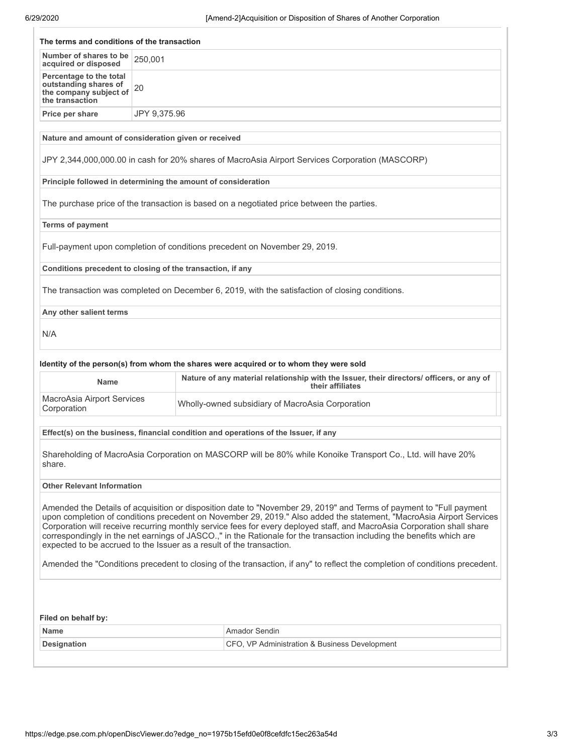### The terms and conditions of the transaction

| | |
|---|---|
| **Number of shares to be acquired or disposed** | 250,001 |
| **Percentage to the total outstanding shares of the company subject of the transaction** | 20 |
| **Price per share** | JPY 9,375.96 |

**Nature and amount of consideration given or received**

JPY 2,344,000,000.00 in cash for 20% shares of MacroAsia Airport Services Corporation (MASCORP)

**Principle followed in determining the amount of consideration**

The purchase price of the transaction is based on a negotiated price between the parties.

**Terms of payment**

Full-payment upon completion of conditions precedent on November 29, 2019.

**Conditions precedent to closing of the transaction, if any**

The transaction was completed on December 6, 2019, with the satisfaction of closing conditions.

**Any other salient terms**

N/A

### Identity of the person(s) from whom the shares were acquired or to whom they were sold

| Name | Nature of any material relationship with the Issuer, their directors/ officers, or any of their affiliates |
|---|---|
| MacroAsia Airport Services Corporation | Wholly-owned subsidiary of MacroAsia Corporation |

**Effect(s) on the business, financial condition and operations of the Issuer, if any**

Shareholding of MacroAsia Corporation on MASCORP will be 80% while Konoike Transport Co., Ltd. will have 20% share.

**Other Relevant Information**

Amended the Details of acquisition or disposition date to "November 29, 2019" and Terms of payment to "Full payment upon completion of conditions precedent on November 29, 2019." Also added the statement, "MacroAsia Airport Services Corporation will receive recurring monthly service fees for every deployed staff, and MacroAsia Corporation shall share correspondingly in the net earnings of JASCO.," in the Rationale for the transaction including the benefits which are expected to be accrued to the Issuer as a result of the transaction.

Amended the "Conditions precedent to closing of the transaction, if any" to reflect the completion of conditions precedent.

**Filed on behalf by:**

| | |
|---|---|
| **Name** | Amador Sendin |
| **Designation** | CFO, VP Administration & Business Development |